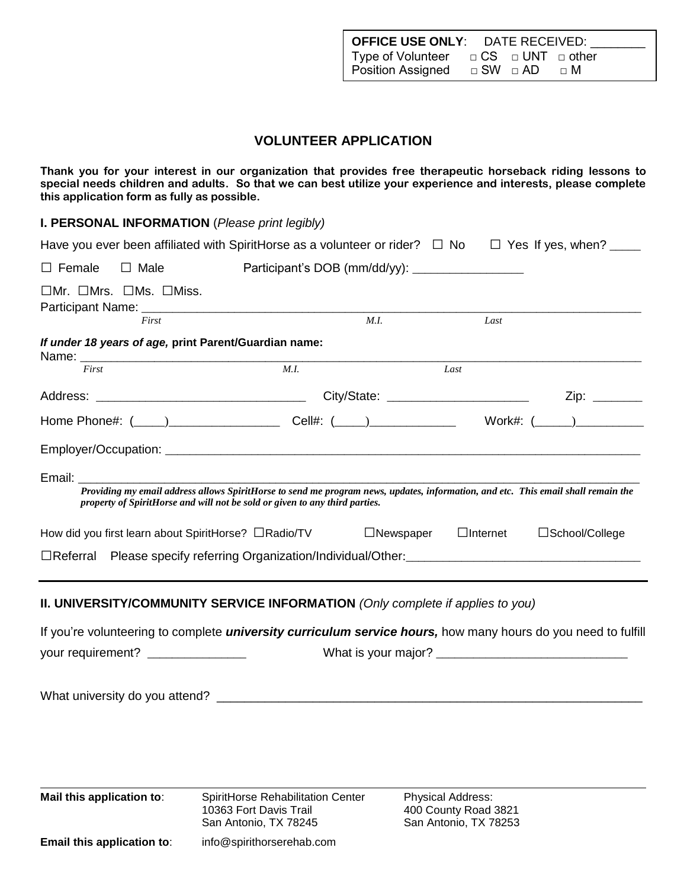**OFFICE USE ONLY**: DATE RECEIVED: ________
Type of Volunteer □ CS □ UNT □ other
Position Assigned □ SW □ AD □ M

## VOLUNTEER APPLICATION

**Thank you for your interest in our organization that provides free therapeutic horseback riding lessons to special needs children and adults. So that we can best utilize your experience and interests, please complete this application form as fully as possible.**

### I. PERSONAL INFORMATION (*Please print legibly)*

Have you ever been affiliated with SpiritHorse as a volunteer or rider? ☐ No ☐ Yes If yes, when? ____

☐ Female ☐ Male Participant's DOB (mm/dd/yy): ________________

☐Mr. ☐Mrs. ☐Ms. ☐Miss.

Participant Name: ______________________________________________________________________
*First* *M.I.* *Last*

***If under 18 years of age,* print Parent/Guardian name:**

Name: _________________________________________________________________________________
*First* *M.I.* *Last*

Address: _______________________________ City/State: _____________________ Zip: _______

Home Phone#: (____)________________ Cell#: (____)_____________ Work#: (_____)__________

Employer/Occupation: __________________________________________________________________

Email: _________________________________________________________________________________

***Providing my email address allows SpiritHorse to send me program news, updates, information, and etc. This email shall remain the property of SpiritHorse and will not be sold or given to any third parties.***

How did you first learn about SpiritHorse? ☐Radio/TV ☐Newspaper ☐Internet ☐School/College

☐Referral Please specify referring Organization/Individual/Other:__________________________________

### II. UNIVERSITY/COMMUNITY SERVICE INFORMATION *(Only complete if applies to you)*

If you're volunteering to complete ***university curriculum service hours,*** how many hours do you need to fulfill your requirement? ______________ What is your major? ___________________________

What university do you attend? _____________________________________________________________

**Mail this application to**: SpiritHorse Rehabilitation Center
10363 Fort Davis Trail
San Antonio, TX 78245

Physical Address:
400 County Road 3821
San Antonio, TX 78253

**Email this application to**: info@spirithorserehab.com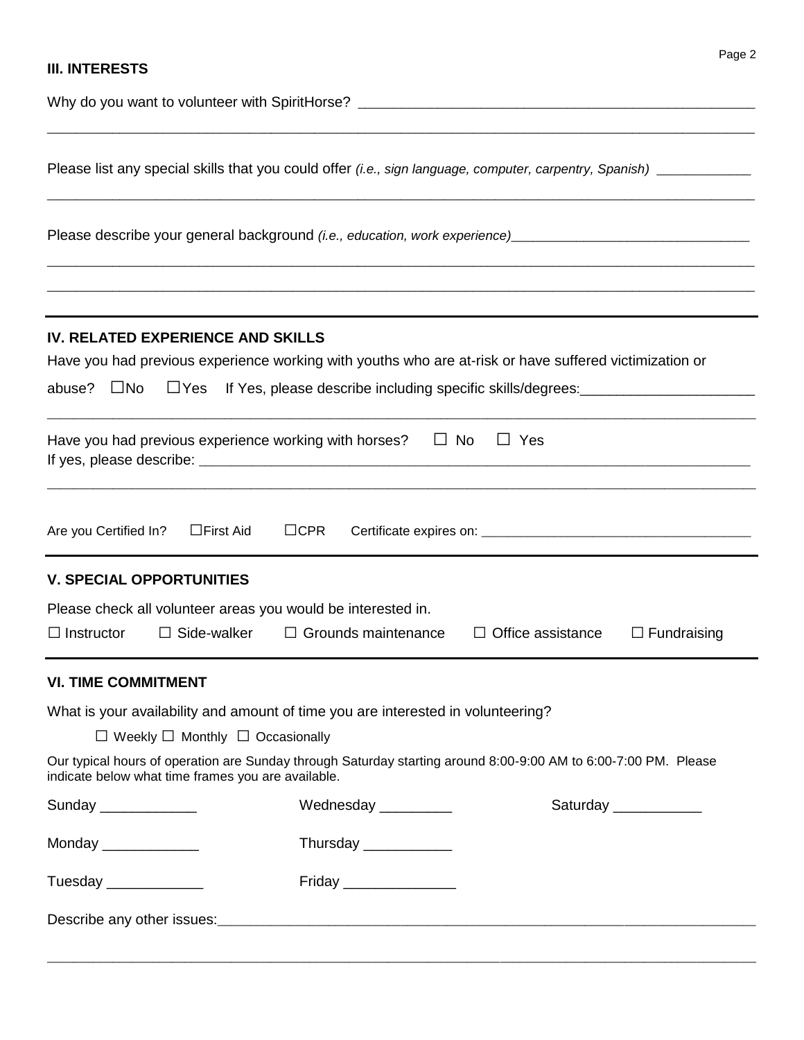### III. INTERESTS

Why do you want to volunteer with SpiritHorse? ______________________________________________________

_____________________________________________________________________________________________

Please list any special skills that you could offer *(i.e., sign language, computer, carpentry, Spanish)* ____________

_____________________________________________________________________________________________

Please describe your general background *(i.e., education, work experience)*______________________________

_____________________________________________________________________________________________

_____________________________________________________________________________________________

### IV. RELATED EXPERIENCE AND SKILLS

Have you had previous experience working with youths who are at-risk or have suffered victimization or abuse? ☐No ☐Yes If Yes, please describe including specific skills/degrees:_____________________

_____________________________________________________________________________________________

Have you had previous experience working with horses? ☐ No ☐ Yes

If yes, please describe: ______________________________________________________________________

_____________________________________________________________________________________________

Are you Certified In? ☐First Aid ☐CPR Certificate expires on: _____________________________________

### V. SPECIAL OPPORTUNITIES

Please check all volunteer areas you would be interested in.

☐ Instructor ☐ Side-walker ☐ Grounds maintenance ☐ Office assistance ☐ Fundraising

### VI. TIME COMMITMENT

What is your availability and amount of time you are interested in volunteering?

☐ Weekly ☐ Monthly ☐ Occasionally

Our typical hours of operation are Sunday through Saturday starting around 8:00-9:00 AM to 6:00-7:00 PM. Please indicate below what time frames you are available.

Sunday ____________ Wednesday _________ Saturday ___________

Monday ____________ Thursday ___________

Tuesday ____________ Friday ______________

Describe any other issues:_____________________________________________________________________

_____________________________________________________________________________________________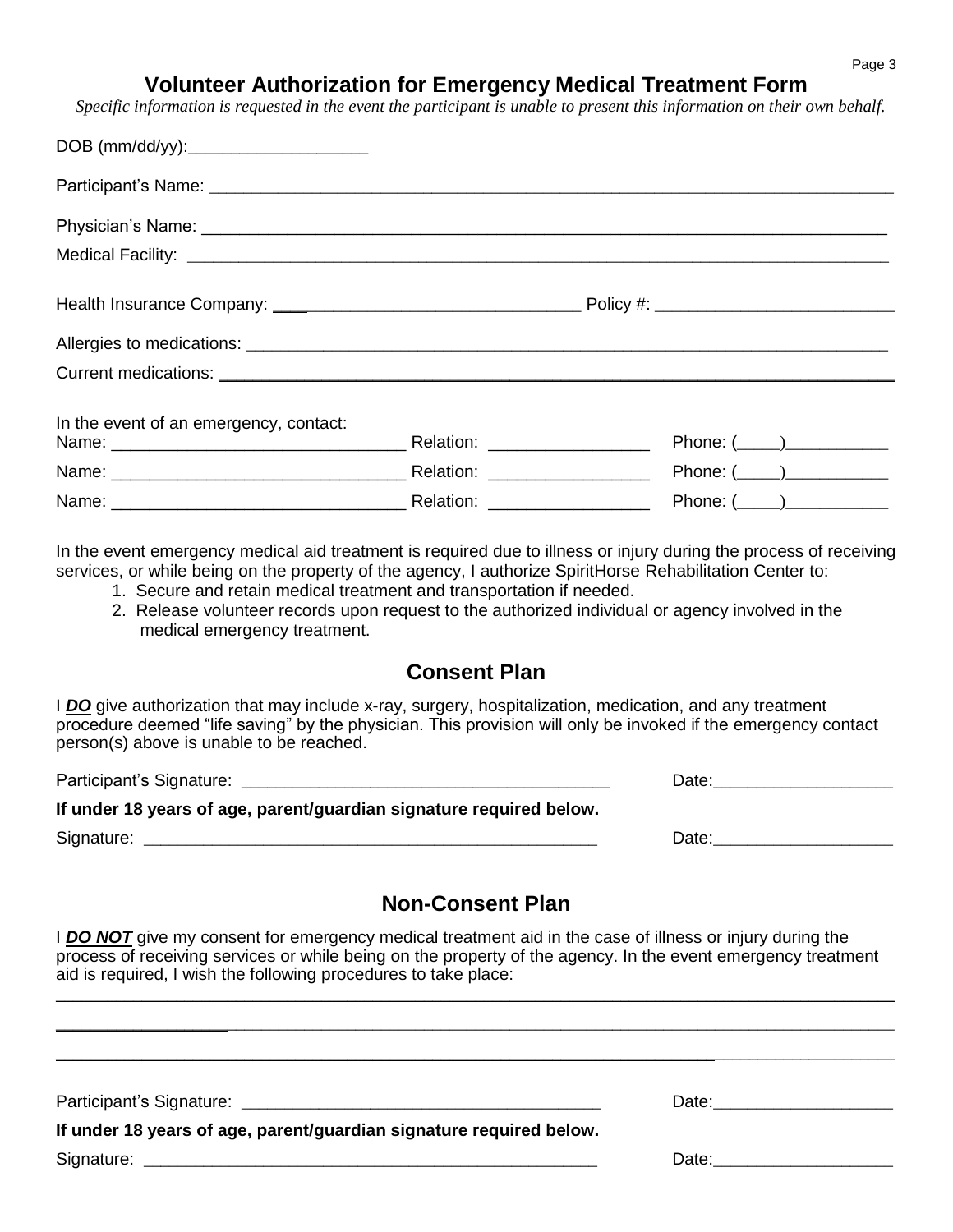# Volunteer Authorization for Emergency Medical Treatment Form

*Specific information is requested in the event the participant is unable to present this information on their own behalf.*

DOB (mm/dd/yy):___________________

Participant's Name: ___________________________________________________________________________

Physician's Name: ____________________________________________________________________________

Medical Facility: _____________________________________________________________________________

Health Insurance Company: ___________________________________ Policy #: _________________________

Allergies to medications: _______________________________________________________________________

Current medications: __________________________________________________________________________

In the event of an emergency, contact:

Name: _______________________________ Relation: _________________ Phone: (____)___________

Name: _______________________________ Relation: _________________ Phone: (____)___________

Name: _______________________________ Relation: _________________ Phone: (____)___________

In the event emergency medical aid treatment is required due to illness or injury during the process of receiving services, or while being on the property of the agency, I authorize SpiritHorse Rehabilitation Center to:

1. Secure and retain medical treatment and transportation if needed.
2. Release volunteer records upon request to the authorized individual or agency involved in the medical emergency treatment.

## Consent Plan

I ***DO*** give authorization that may include x-ray, surgery, hospitalization, medication, and any treatment procedure deemed "life saving" by the physician. This provision will only be invoked if the emergency contact person(s) above is unable to be reached.

Participant's Signature: _______________________________________ Date:___________________

**If under 18 years of age, parent/guardian signature required below.**

Signature: _________________________________________________ Date:___________________

## Non-Consent Plan

I ***DO NOT*** give my consent for emergency medical treatment aid in the case of illness or injury during the process of receiving services or while being on the property of the agency. In the event emergency treatment aid is required, I wish the following procedures to take place:

_____________________________________________________________________________________________

_____________________________________________________________________________________________

_____________________________________________________________________________________________

Participant's Signature: _______________________________________ Date:___________________

**If under 18 years of age, parent/guardian signature required below.**

Signature: _________________________________________________ Date:___________________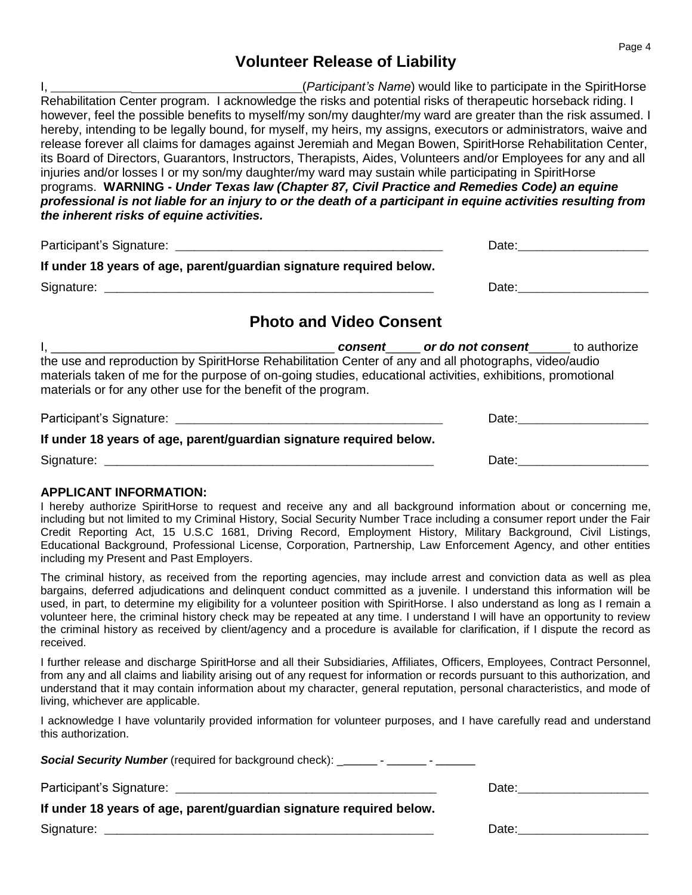# Volunteer Release of Liability

I, _____________________________________(*Participant's Name*) would like to participate in the SpiritHorse Rehabilitation Center program. I acknowledge the risks and potential risks of therapeutic horseback riding. I however, feel the possible benefits to myself/my son/my daughter/my ward are greater than the risk assumed. I hereby, intending to be legally bound, for myself, my heirs, my assigns, executors or administrators, waive and release forever all claims for damages against Jeremiah and Megan Bowen, SpiritHorse Rehabilitation Center, its Board of Directors, Guarantors, Instructors, Therapists, Aides, Volunteers and/or Employees for any and all injuries and/or losses I or my son/my daughter/my ward may sustain while participating in SpiritHorse programs. **WARNING - *Under Texas law (Chapter 87, Civil Practice and Remedies Code) an equine professional is not liable for an injury to or the death of a participant in equine activities resulting from the inherent risks of equine activities.***

Participant's Signature: _______________________________________ Date:___________________

**If under 18 years of age, parent/guardian signature required below.**

Signature: _________________________________________________ Date:___________________

# Photo and Video Consent

I, ________________________________________ ***consent***_____ ***or do not consent***______ to authorize the use and reproduction by SpiritHorse Rehabilitation Center of any and all photographs, video/audio materials taken of me for the purpose of on-going studies, educational activities, exhibitions, promotional materials or for any other use for the benefit of the program.

Participant's Signature: _______________________________________ Date:___________________

**If under 18 years of age, parent/guardian signature required below.**

Signature: _________________________________________________ Date:___________________

## APPLICANT INFORMATION:

I hereby authorize SpiritHorse to request and receive any and all background information about or concerning me, including but not limited to my Criminal History, Social Security Number Trace including a consumer report under the Fair Credit Reporting Act, 15 U.S.C 1681, Driving Record, Employment History, Military Background, Civil Listings, Educational Background, Professional License, Corporation, Partnership, Law Enforcement Agency, and other entities including my Present and Past Employers.

The criminal history, as received from the reporting agencies, may include arrest and conviction data as well as plea bargains, deferred adjudications and delinquent conduct committed as a juvenile. I understand this information will be used, in part, to determine my eligibility for a volunteer position with SpiritHorse. I also understand as long as I remain a volunteer here, the criminal history check may be repeated at any time. I understand I will have an opportunity to review the criminal history as received by client/agency and a procedure is available for clarification, if I dispute the record as received.

I further release and discharge SpiritHorse and all their Subsidiaries, Affiliates, Officers, Employees, Contract Personnel, from any and all claims and liability arising out of any request for information or records pursuant to this authorization, and understand that it may contain information about my character, general reputation, personal characteristics, and mode of living, whichever are applicable.

I acknowledge I have voluntarily provided information for volunteer purposes, and I have carefully read and understand this authorization.

***Social Security Number*** (required for background check): ______ - ______ - ______

Participant's Signature: _______________________________________ Date:___________________

**If under 18 years of age, parent/guardian signature required below.**

Signature: _________________________________________________ Date:___________________